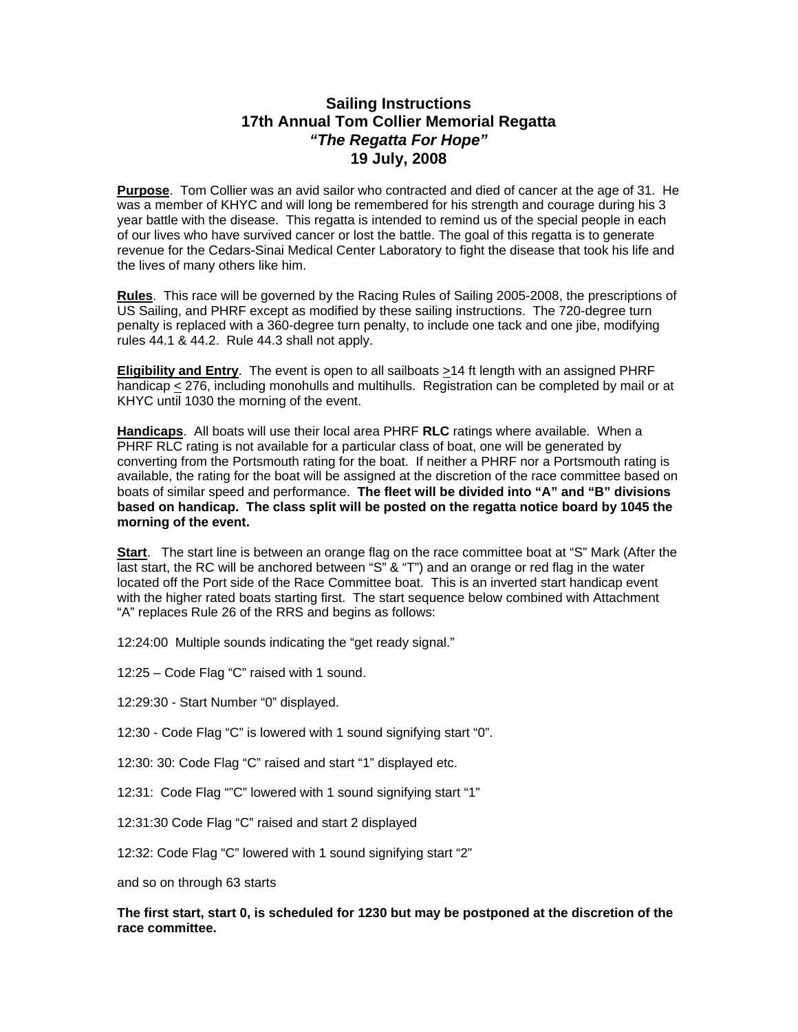# Sailing Instructions
## 17th Annual Tom Collier Memorial Regatta
## *"The Regatta For Hope"*
## 19 July, 2008

**Purpose**. Tom Collier was an avid sailor who contracted and died of cancer at the age of 31. He was a member of KHYC and will long be remembered for his strength and courage during his 3 year battle with the disease. This regatta is intended to remind us of the special people in each of our lives who have survived cancer or lost the battle. The goal of this regatta is to generate revenue for the Cedars-Sinai Medical Center Laboratory to fight the disease that took his life and the lives of many others like him.

**Rules**. This race will be governed by the Racing Rules of Sailing 2005-2008, the prescriptions of US Sailing, and PHRF except as modified by these sailing instructions. The 720-degree turn penalty is replaced with a 360-degree turn penalty, to include one tack and one jibe, modifying rules 44.1 & 44.2. Rule 44.3 shall not apply.

**Eligibility and Entry**. The event is open to all sailboats ≥14 ft length with an assigned PHRF handicap ≤ 276, including monohulls and multihulls. Registration can be completed by mail or at KHYC until 1030 the morning of the event.

**Handicaps**. All boats will use their local area PHRF **RLC** ratings where available. When a PHRF RLC rating is not available for a particular class of boat, one will be generated by converting from the Portsmouth rating for the boat. If neither a PHRF nor a Portsmouth rating is available, the rating for the boat will be assigned at the discretion of the race committee based on boats of similar speed and performance. **The fleet will be divided into "A" and "B" divisions based on handicap. The class split will be posted on the regatta notice board by 1045 the morning of the event.**

**Start**. The start line is between an orange flag on the race committee boat at "S" Mark (After the last start, the RC will be anchored between "S" & "T") and an orange or red flag in the water located off the Port side of the Race Committee boat. This is an inverted start handicap event with the higher rated boats starting first. The start sequence below combined with Attachment "A" replaces Rule 26 of the RRS and begins as follows:

12:24:00 Multiple sounds indicating the "get ready signal."

12:25 – Code Flag "C" raised with 1 sound.

12:29:30 - Start Number "0" displayed.

12:30 - Code Flag "C" is lowered with 1 sound signifying start "0".

12:30: 30: Code Flag "C" raised and start "1" displayed etc.

12:31: Code Flag ""C" lowered with 1 sound signifying start "1"

12:31:30 Code Flag "C" raised and start 2 displayed

12:32: Code Flag "C" lowered with 1 sound signifying start "2"

and so on through 63 starts

**The first start, start 0, is scheduled for 1230 but may be postponed at the discretion of the race committee.**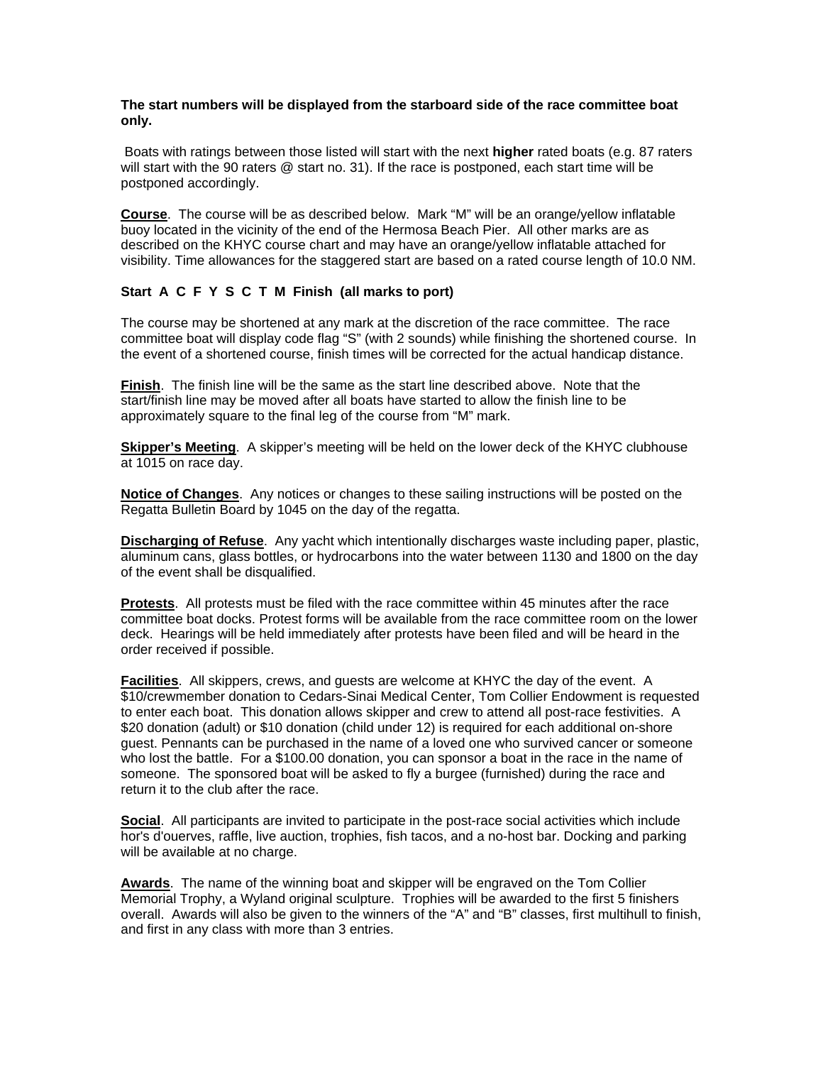**The start numbers will be displayed from the starboard side of the race committee boat only.**

Boats with ratings between those listed will start with the next **higher** rated boats (e.g. 87 raters will start with the 90 raters @ start no. 31). If the race is postponed, each start time will be postponed accordingly.

**Course**. The course will be as described below. Mark "M" will be an orange/yellow inflatable buoy located in the vicinity of the end of the Hermosa Beach Pier. All other marks are as described on the KHYC course chart and may have an orange/yellow inflatable attached for visibility. Time allowances for the staggered start are based on a rated course length of 10.0 NM.

**Start A C F Y S C T M Finish (all marks to port)**

The course may be shortened at any mark at the discretion of the race committee. The race committee boat will display code flag "S" (with 2 sounds) while finishing the shortened course. In the event of a shortened course, finish times will be corrected for the actual handicap distance.

**Finish**. The finish line will be the same as the start line described above. Note that the start/finish line may be moved after all boats have started to allow the finish line to be approximately square to the final leg of the course from "M" mark.

**Skipper's Meeting**. A skipper's meeting will be held on the lower deck of the KHYC clubhouse at 1015 on race day.

**Notice of Changes**. Any notices or changes to these sailing instructions will be posted on the Regatta Bulletin Board by 1045 on the day of the regatta.

**Discharging of Refuse**. Any yacht which intentionally discharges waste including paper, plastic, aluminum cans, glass bottles, or hydrocarbons into the water between 1130 and 1800 on the day of the event shall be disqualified.

**Protests**. All protests must be filed with the race committee within 45 minutes after the race committee boat docks. Protest forms will be available from the race committee room on the lower deck. Hearings will be held immediately after protests have been filed and will be heard in the order received if possible.

**Facilities**. All skippers, crews, and guests are welcome at KHYC the day of the event. A $10/crewmember donation to Cedars-Sinai Medical Center, Tom Collier Endowment is requested to enter each boat. This donation allows skipper and crew to attend all post-race festivities. A $20 donation (adult) or $10 donation (child under 12) is required for each additional on-shore guest. Pennants can be purchased in the name of a loved one who survived cancer or someone who lost the battle. For a $100.00 donation, you can sponsor a boat in the race in the name of someone. The sponsored boat will be asked to fly a burgee (furnished) during the race and return it to the club after the race.

**Social**. All participants are invited to participate in the post-race social activities which include hor's d'oueurves, raffle, live auction, trophies, fish tacos, and a no-host bar. Docking and parking will be available at no charge.

**Awards**. The name of the winning boat and skipper will be engraved on the Tom Collier Memorial Trophy, a Wyland original sculpture. Trophies will be awarded to the first 5 finishers overall. Awards will also be given to the winners of the "A" and "B" classes, first multihull to finish, and first in any class with more than 3 entries.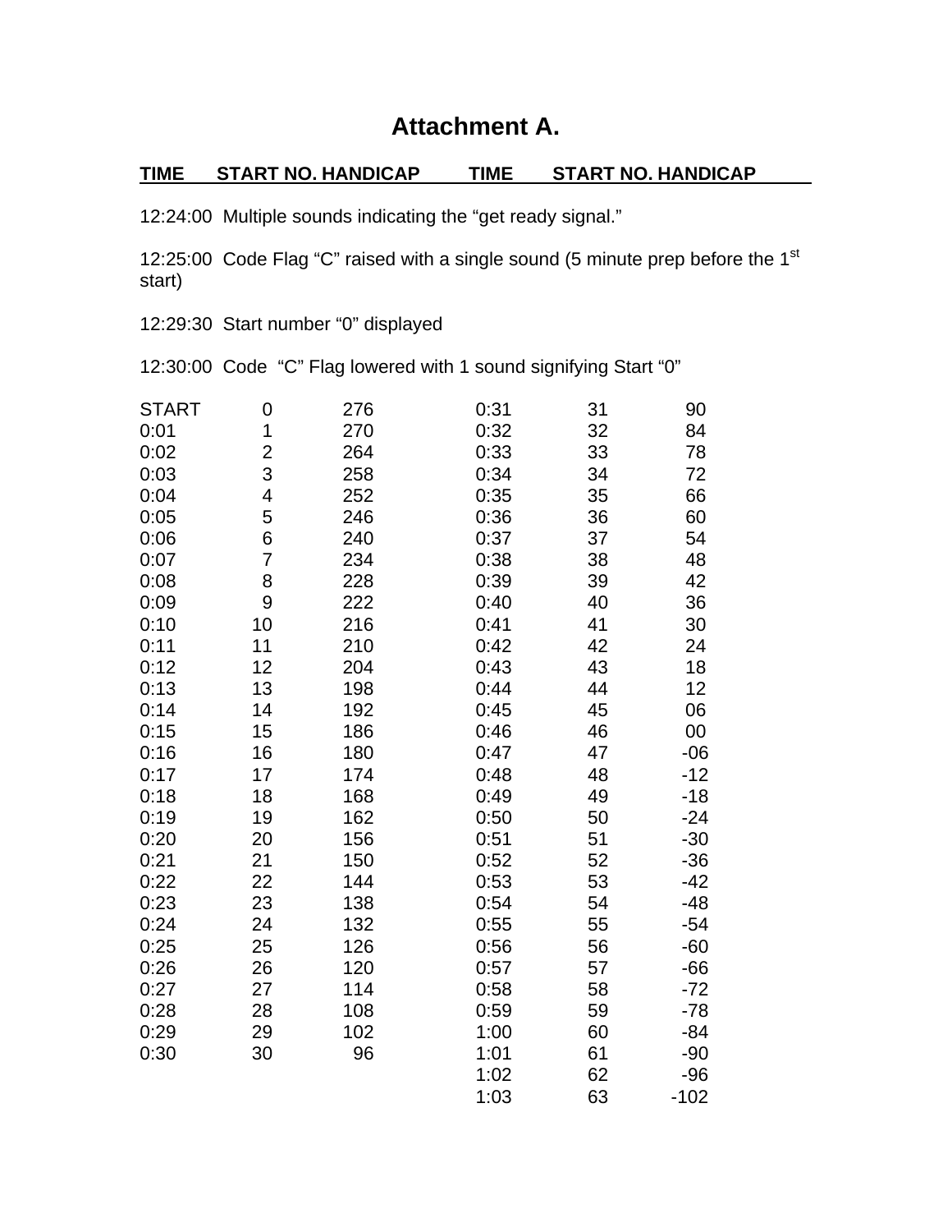# Attachment A.

| TIME | START NO. | HANDICAP | TIME | START NO. | HANDICAP |
|---|---|---|---|---|---|

12:24:00 Multiple sounds indicating the "get ready signal."

12:25:00 Code Flag "C" raised with a single sound (5 minute prep before the 1st start)

12:29:30 Start number "0" displayed

12:30:00 Code "C" Flag lowered with 1 sound signifying Start "0"

| TIME | START NO. | HANDICAP | TIME | START NO. | HANDICAP |
|---|---|---|---|---|---|
| START | 0 | 276 | 0:31 | 31 | 90 |
| 0:01 | 1 | 270 | 0:32 | 32 | 84 |
| 0:02 | 2 | 264 | 0:33 | 33 | 78 |
| 0:03 | 3 | 258 | 0:34 | 34 | 72 |
| 0:04 | 4 | 252 | 0:35 | 35 | 66 |
| 0:05 | 5 | 246 | 0:36 | 36 | 60 |
| 0:06 | 6 | 240 | 0:37 | 37 | 54 |
| 0:07 | 7 | 234 | 0:38 | 38 | 48 |
| 0:08 | 8 | 228 | 0:39 | 39 | 42 |
| 0:09 | 9 | 222 | 0:40 | 40 | 36 |
| 0:10 | 10 | 216 | 0:41 | 41 | 30 |
| 0:11 | 11 | 210 | 0:42 | 42 | 24 |
| 0:12 | 12 | 204 | 0:43 | 43 | 18 |
| 0:13 | 13 | 198 | 0:44 | 44 | 12 |
| 0:14 | 14 | 192 | 0:45 | 45 | 06 |
| 0:15 | 15 | 186 | 0:46 | 46 | 00 |
| 0:16 | 16 | 180 | 0:47 | 47 | -06 |
| 0:17 | 17 | 174 | 0:48 | 48 | -12 |
| 0:18 | 18 | 168 | 0:49 | 49 | -18 |
| 0:19 | 19 | 162 | 0:50 | 50 | -24 |
| 0:20 | 20 | 156 | 0:51 | 51 | -30 |
| 0:21 | 21 | 150 | 0:52 | 52 | -36 |
| 0:22 | 22 | 144 | 0:53 | 53 | -42 |
| 0:23 | 23 | 138 | 0:54 | 54 | -48 |
| 0:24 | 24 | 132 | 0:55 | 55 | -54 |
| 0:25 | 25 | 126 | 0:56 | 56 | -60 |
| 0:26 | 26 | 120 | 0:57 | 57 | -66 |
| 0:27 | 27 | 114 | 0:58 | 58 | -72 |
| 0:28 | 28 | 108 | 0:59 | 59 | -78 |
| 0:29 | 29 | 102 | 1:00 | 60 | -84 |
| 0:30 | 30 | 96 | 1:01 | 61 | -90 |
| | | | 1:02 | 62 | -96 |
| | | | 1:03 | 63 | -102 |